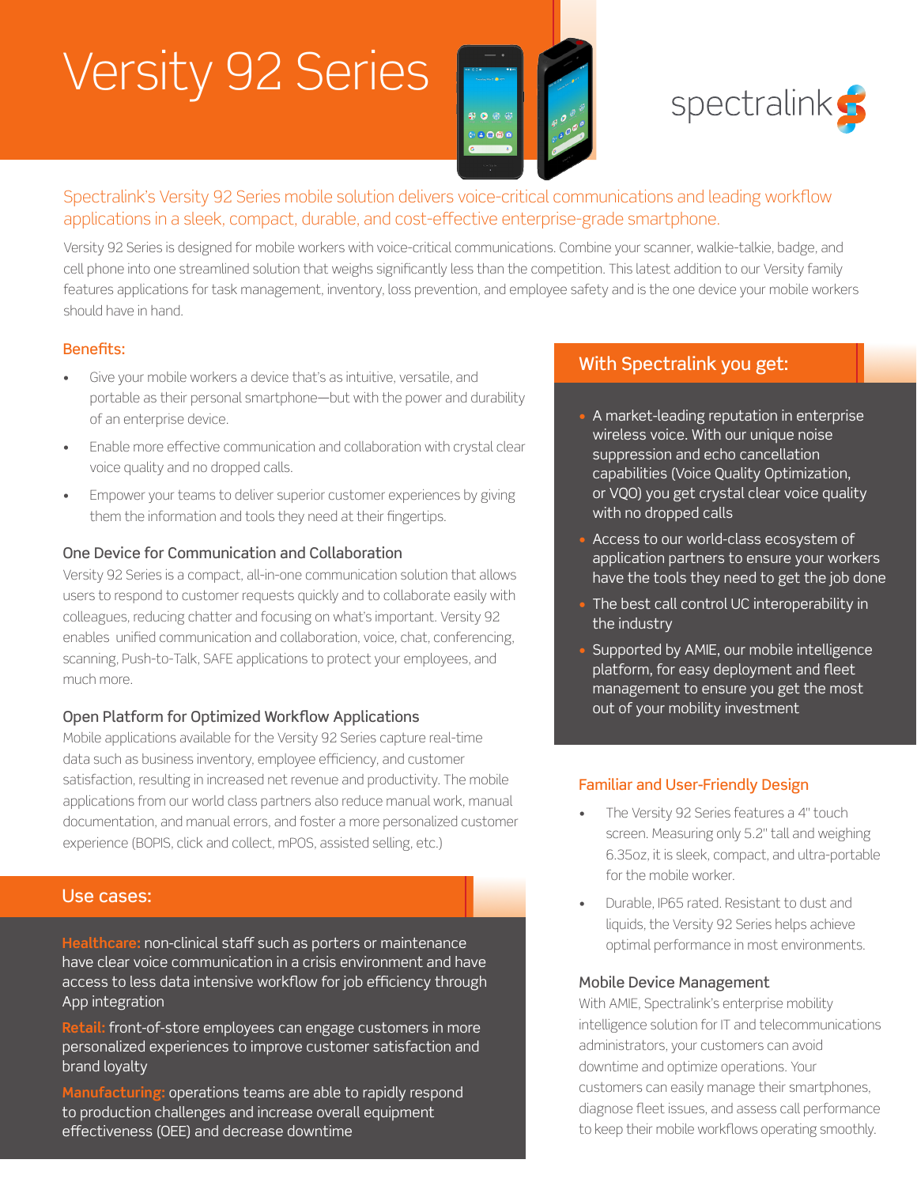# Versity 92 Series

spectralink

Spectralink's Versity 92 Series mobile solution delivers voice-critical communications and leading workflow applications in a sleek, compact, durable, and cost-effective enterprise-grade smartphone.

Versity 92 Series is designed for mobile workers with voice-critical communications. Combine your scanner, walkie-talkie, badge, and cell phone into one streamlined solution that weighs significantly less than the competition. This latest addition to our Versity family features applications for task management, inventory, loss prevention, and employee safety and is the one device your mobile workers should have in hand.

## Benefits:

- Give your mobile workers a device that's as intuitive, versatile, and portable as their personal smartphone—but with the power and durability of an enterprise device.
- Enable more effective communication and collaboration with crystal clear voice quality and no dropped calls.
- Empower your teams to deliver superior customer experiences by giving them the information and tools they need at their fingertips.

### One Device for Communication and Collaboration

Versity 92 Series is a compact, all-in-one communication solution that allows users to respond to customer requests quickly and to collaborate easily with colleagues, reducing chatter and focusing on what's important. Versity 92 enables unified communication and collaboration, voice, chat, conferencing, scanning, Push-to-Talk, SAFE applications to protect your employees, and much more.

### Open Platform for Optimized Workflow Applications

Mobile applications available for the Versity 92 Series capture real-time data such as business inventory, employee efficiency, and customer satisfaction, resulting in increased net revenue and productivity. The mobile applications from our world class partners also reduce manual work, manual documentation, and manual errors, and foster a more personalized customer experience (BOPIS, click and collect, mPOS, assisted selling, etc.)

## Use cases:

**Healthcare:** non-clinical staff such as porters or maintenance have clear voice communication in a crisis environment and have access to less data intensive workflow for job efficiency through App integration

**Retail:** front-of-store employees can engage customers in more personalized experiences to improve customer satisfaction and brand loyalty

**Manufacturing:** operations teams are able to rapidly respond to production challenges and increase overall equipment effectiveness (OEE) and decrease downtime

## With Spectralink you get:

- A market-leading reputation in enterprise wireless voice. With our unique noise suppression and echo cancellation capabilities (Voice Quality Optimization, or VQO) you get crystal clear voice quality with no dropped calls
- Access to our world-class ecosystem of application partners to ensure your workers have the tools they need to get the job done
- The best call control UC interoperability in the industry
- Supported by AMIE, our mobile intelligence platform, for easy deployment and fleet management to ensure you get the most out of your mobility investment

### Familiar and User-Friendly Design

- The Versity 92 Series features a 4" touch screen. Measuring only 5.2" tall and weighing 6.35oz, it is sleek, compact, and ultra-portable for the mobile worker.
- Durable, IP65 rated. Resistant to dust and liquids, the Versity 92 Series helps achieve optimal performance in most environments.

### Mobile Device Management

With AMIE, Spectralink's enterprise mobility intelligence solution for IT and telecommunications administrators, your customers can avoid downtime and optimize operations. Your customers can easily manage their smartphones, diagnose fleet issues, and assess call performance to keep their mobile workflows operating smoothly.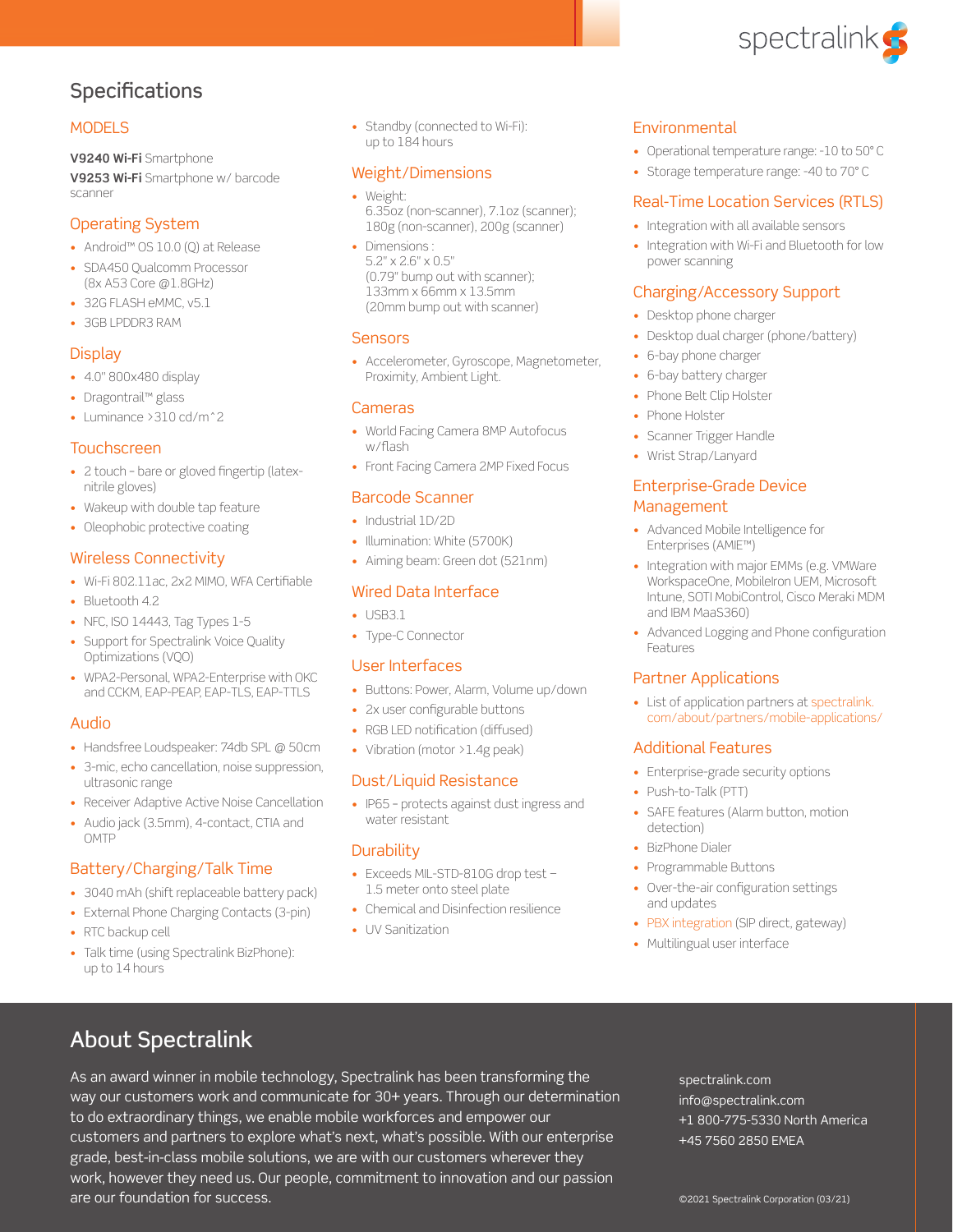# Specifications

## MODELS

**V9240 Wi-Fi** Smartphone

**V9253 Wi-Fi** Smartphone w/ barcode scanner

## Operating System

- Android™ OS 10.0 (Q) at Release
- SDA450 Qualcomm Processor (8x A53 Core @1.8GHz)
- 32G FLASH eMMC, v5.1
- 3GB LPDDR3 RAM

## Display

- 4.0" 800x480 display
- Dragontrail™ glass
- Luminance >310 cd/m^2

## Touchscreen

- 2 touch – bare or gloved fingertip (latex-nitrile gloves)
- Wakeup with double tap feature
- Oleophobic protective coating

## Wireless Connectivity

- Wi-Fi 802.11ac, 2x2 MIMO, WFA Certifiable
- Bluetooth 4.2
- NFC, ISO 14443, Tag Types 1-5
- Support for Spectralink Voice Quality Optimizations (VQO)
- WPA2-Personal, WPA2-Enterprise with OKC and CCKM, EAP-PEAP, EAP-TLS, EAP-TTLS

## Audio

- Handsfree Loudspeaker: 74db SPL @ 50cm
- 3-mic, echo cancellation, noise suppression, ultrasonic range
- Receiver Adaptive Active Noise Cancellation
- Audio jack (3.5mm), 4-contact, CTIA and OMTP

## Battery/Charging/Talk Time

- 3040 mAh (shift replaceable battery pack)
- External Phone Charging Contacts (3-pin)
- RTC backup cell
- Talk time (using Spectralink BizPhone): up to 14 hours
- Standby (connected to Wi-Fi): up to 184 hours

## Weight/Dimensions

- Weight: 6.35oz (non-scanner), 7.1oz (scanner); 180g (non-scanner), 200g (scanner)
- Dimensions : 5.2" x 2.6" x 0.5" (0.79" bump out with scanner); 133mm x 66mm x 13.5mm (20mm bump out with scanner)

## Sensors

- Accelerometer, Gyroscope, Magnetometer, Proximity, Ambient Light.

## Cameras

- World Facing Camera 8MP Autofocus w/flash
- Front Facing Camera 2MP Fixed Focus

## Barcode Scanner

- Industrial 1D/2D
- Illumination: White (5700K)
- Aiming beam: Green dot (521nm)

## Wired Data Interface

- USB3.1
- Type-C Connector

## User Interfaces

- Buttons: Power, Alarm, Volume up/down
- 2x user configurable buttons
- RGB LED notification (diffused)
- Vibration (motor >1.4g peak)

## Dust/Liquid Resistance

- IP65 – protects against dust ingress and water resistant

## Durability

- Exceeds MIL-STD-810G drop test – 1.5 meter onto steel plate
- Chemical and Disinfection resilience
- UV Sanitization

## Environmental

- Operational temperature range: -10 to 50° C
- Storage temperature range: -40 to 70° C

## Real-Time Location Services (RTLS)

- Integration with all available sensors
- Integration with Wi-Fi and Bluetooth for low power scanning

## Charging/Accessory Support

- Desktop phone charger
- Desktop dual charger (phone/battery)
- 6-bay phone charger
- 6-bay battery charger
- Phone Belt Clip Holster
- Phone Holster
- Scanner Trigger Handle
- Wrist Strap/Lanyard

## Enterprise-Grade Device Management

- Advanced Mobile Intelligence for Enterprises (AMIE™)
- Integration with major EMMs (e.g. VMWare WorkspaceOne, MobileIron UEM, Microsoft Intune, SOTI MobiControl, Cisco Meraki MDM and IBM MaaS360)
- Advanced Logging and Phone configuration Features

## Partner Applications

- List of application partners at spectralink.com/about/partners/mobile-applications/

## Additional Features

- Enterprise-grade security options
- Push-to-Talk (PTT)
- SAFE features (Alarm button, motion detection)
- BizPhone Dialer
- Programmable Buttons
- Over-the-air configuration settings and updates
- PBX integration (SIP direct, gateway)
- Multilingual user interface

# About Spectralink

As an award winner in mobile technology, Spectralink has been transforming the way our customers work and communicate for 30+ years. Through our determination to do extraordinary things, we enable mobile workforces and empower our customers and partners to explore what's next, what's possible. With our enterprise grade, best-in-class mobile solutions, we are with our customers wherever they work, however they need us. Our people, commitment to innovation and our passion are our foundation for success.

spectralink.com
info@spectralink.com
+1 800-775-5330 North America
+45 7560 2850 EMEA

©2021 Spectralink Corporation (03/21)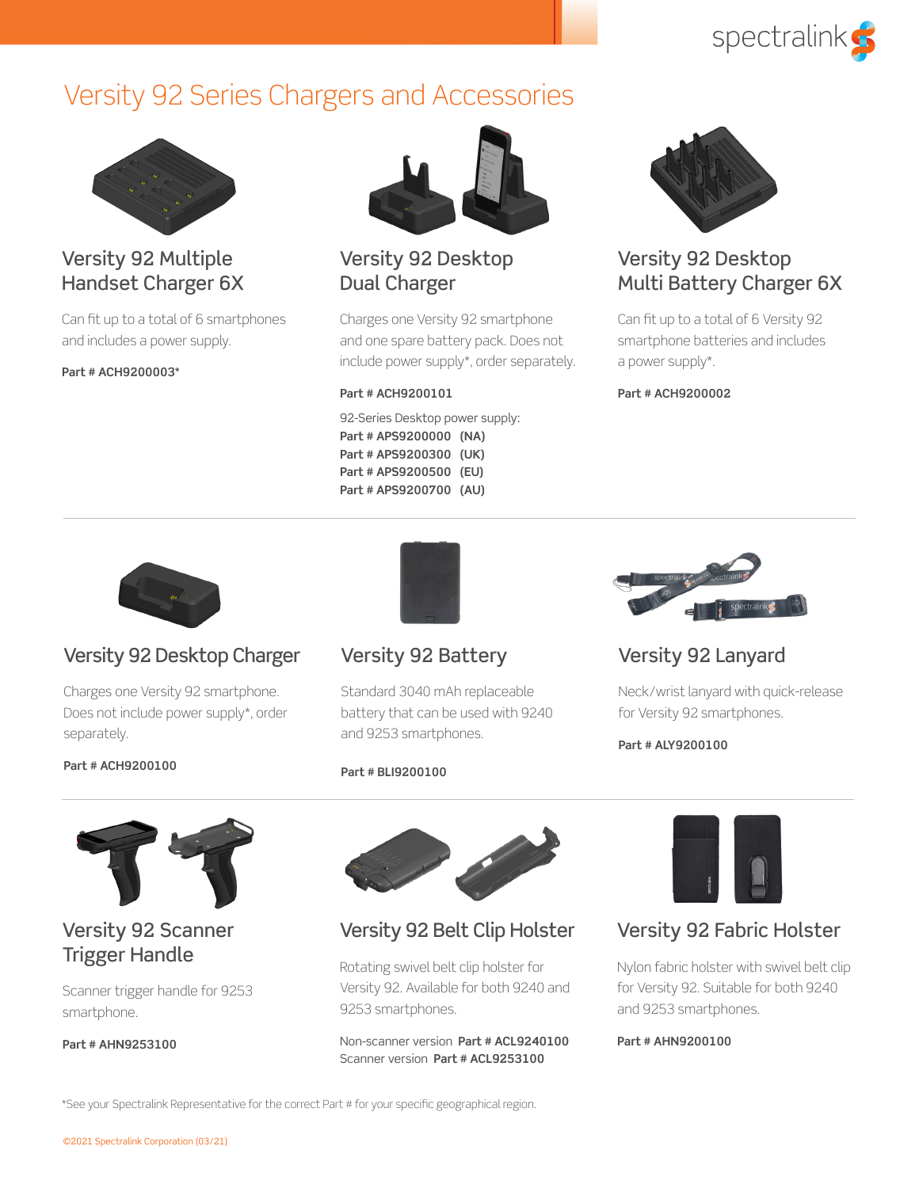# Versity 92 Series Chargers and Accessories

## Versity 92 Multiple Handset Charger 6X

Can fit up to a total of 6 smartphones and includes a power supply.

**Part # ACH9200003***

## Versity 92 Desktop Dual Charger

Charges one Versity 92 smartphone and one spare battery pack. Does not include power supply*, order separately.

**Part # ACH9200101**

92-Series Desktop power supply:
**Part # APS9200000 (NA)**
**Part # APS9200300 (UK)**
**Part # APS9200500 (EU)**
**Part # APS9200700 (AU)**

## Versity 92 Desktop Multi Battery Charger 6X

Can fit up to a total of 6 Versity 92 smartphone batteries and includes a power supply*.

**Part # ACH9200002**

## Versity 92 Desktop Charger

Charges one Versity 92 smartphone. Does not include power supply*, order separately.

**Part # ACH9200100**

## Versity 92 Battery

Standard 3040 mAh replaceable battery that can be used with 9240 and 9253 smartphones.

**Part # BLI9200100**

## Versity 92 Lanyard

Neck/wrist lanyard with quick-release for Versity 92 smartphones.

**Part # ALY9200100**

## Versity 92 Scanner Trigger Handle

Scanner trigger handle for 9253 smartphone.

**Part # AHN9253100**

## Versity 92 Belt Clip Holster

Rotating swivel belt clip holster for Versity 92. Available for both 9240 and 9253 smartphones.

Non-scanner version **Part # ACL9240100**
Scanner version **Part # ACL9253100**

## Versity 92 Fabric Holster

Nylon fabric holster with swivel belt clip for Versity 92. Suitable for both 9240 and 9253 smartphones.

**Part # AHN9200100**

*See your Spectralink Representative for the correct Part # for your specific geographical region.

©2021 Spectralink Corporation (03/21)